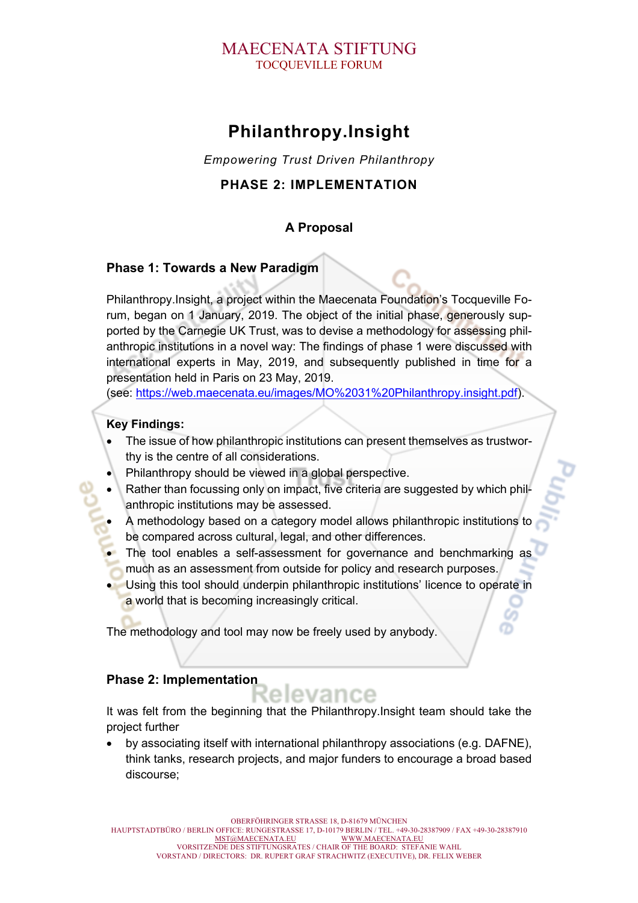MAECENATA STIFTUNG
TOCQUEVILLE FORUM

# Philanthropy.Insight

*Empowering Trust Driven Philanthropy*

**PHASE 2: IMPLEMENTATION**

**A Proposal**

## Phase 1: Towards a New Paradigm

Philanthropy.Insight, a project within the Maecenata Foundation's Tocqueville Forum, began on 1 January, 2019. The object of the initial phase, generously supported by the Carnegie UK Trust, was to devise a methodology for assessing philanthropic institutions in a novel way: The findings of phase 1 were discussed with international experts in May, 2019, and subsequently published in time for a presentation held in Paris on 23 May, 2019.
(see: https://web.maecenata.eu/images/MO%2031%20Philanthropy.insight.pdf).

**Key Findings:**

- The issue of how philanthropic institutions can present themselves as trustworthy is the centre of all considerations.
- Philanthropy should be viewed in a global perspective.
- Rather than focussing only on impact, five criteria are suggested by which philanthropic institutions may be assessed.
- A methodology based on a category model allows philanthropic institutions to be compared across cultural, legal, and other differences.
- The tool enables a self-assessment for governance and benchmarking as much as an assessment from outside for policy and research purposes.
- Using this tool should underpin philanthropic institutions' licence to operate in a world that is becoming increasingly critical.

The methodology and tool may now be freely used by anybody.

## Phase 2: Implementation

It was felt from the beginning that the Philanthropy.Insight team should take the project further

- by associating itself with international philanthropy associations (e.g. DAFNE), think tanks, research projects, and major funders to encourage a broad based discourse;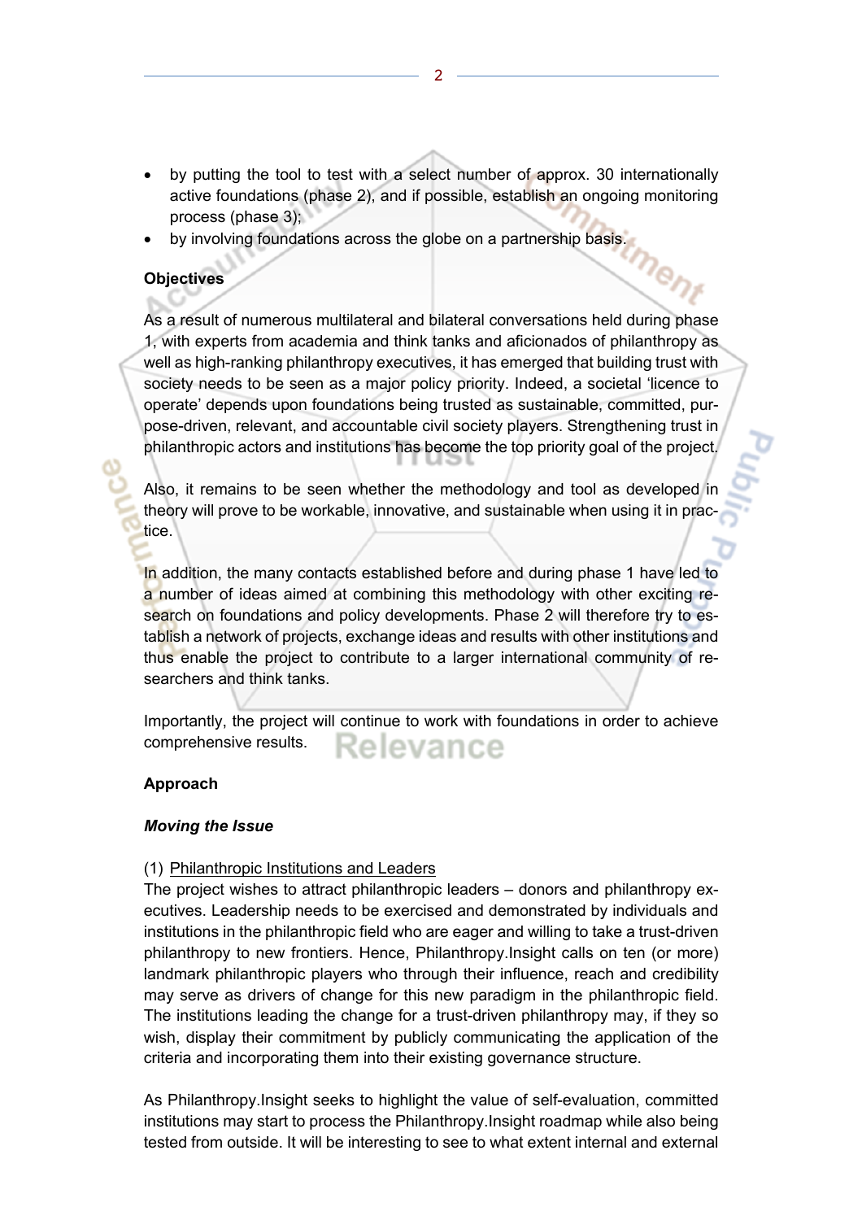- by putting the tool to test with a select number of approx. 30 internationally active foundations (phase 2), and if possible, establish an ongoing monitoring process (phase 3);
- by involving foundations across the globe on a partnership basis.

**Objectives**

As a result of numerous multilateral and bilateral conversations held during phase 1, with experts from academia and think tanks and aficionados of philanthropy as well as high-ranking philanthropy executives, it has emerged that building trust with society needs to be seen as a major policy priority. Indeed, a societal 'licence to operate' depends upon foundations being trusted as sustainable, committed, purpose-driven, relevant, and accountable civil society players. Strengthening trust in philanthropic actors and institutions has become the top priority goal of the project.

Also, it remains to be seen whether the methodology and tool as developed in theory will prove to be workable, innovative, and sustainable when using it in practice.

In addition, the many contacts established before and during phase 1 have led to a number of ideas aimed at combining this methodology with other exciting research on foundations and policy developments. Phase 2 will therefore try to establish a network of projects, exchange ideas and results with other institutions and thus enable the project to contribute to a larger international community of researchers and think tanks.

Importantly, the project will continue to work with foundations in order to achieve comprehensive results.

**Approach**

***Moving the Issue***

(1) Philanthropic Institutions and Leaders

The project wishes to attract philanthropic leaders – donors and philanthropy executives. Leadership needs to be exercised and demonstrated by individuals and institutions in the philanthropic field who are eager and willing to take a trust-driven philanthropy to new frontiers. Hence, Philanthropy.Insight calls on ten (or more) landmark philanthropic players who through their influence, reach and credibility may serve as drivers of change for this new paradigm in the philanthropic field. The institutions leading the change for a trust-driven philanthropy may, if they so wish, display their commitment by publicly communicating the application of the criteria and incorporating them into their existing governance structure.

As Philanthropy.Insight seeks to highlight the value of self-evaluation, committed institutions may start to process the Philanthropy.Insight roadmap while also being tested from outside. It will be interesting to see to what extent internal and external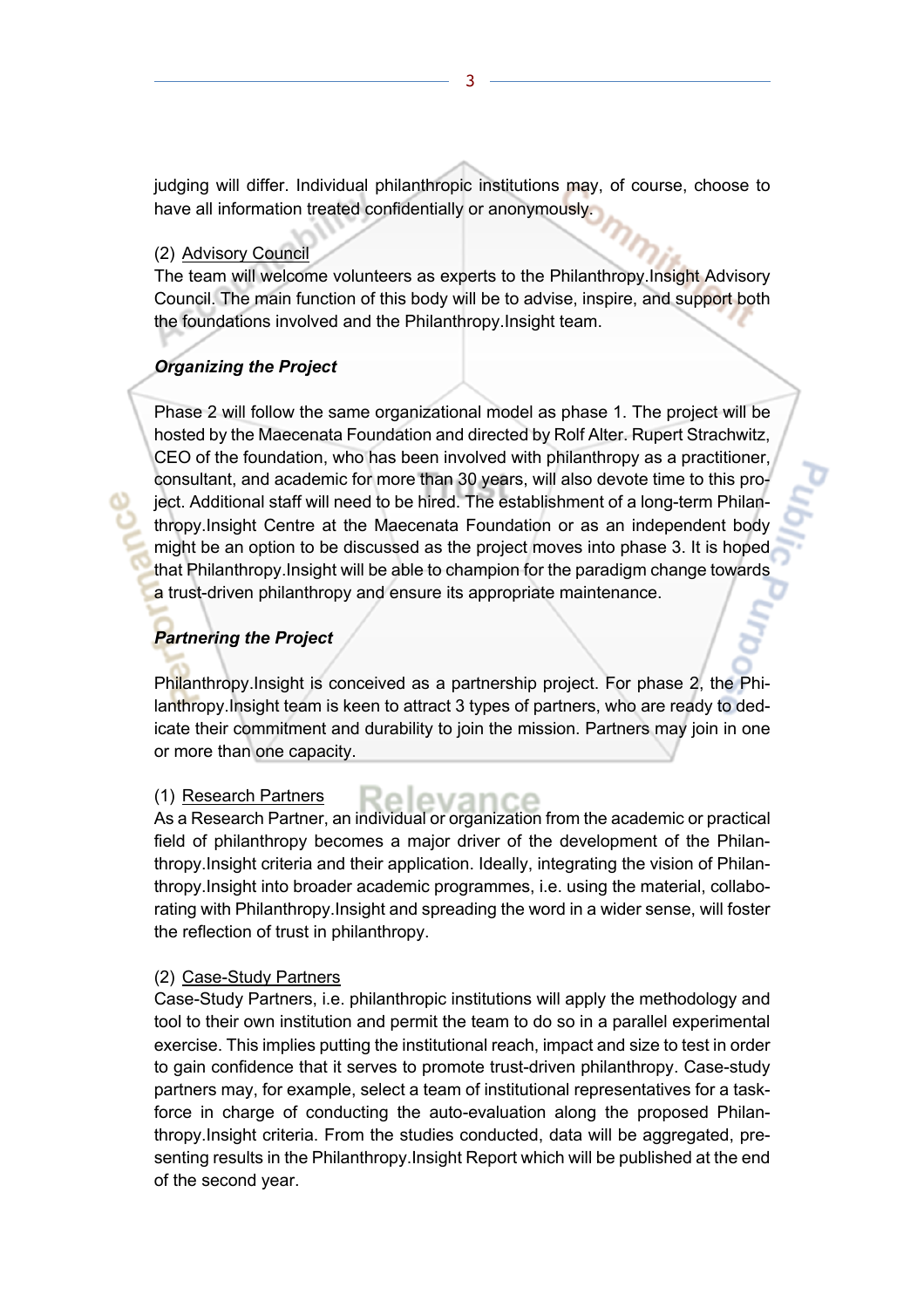judging will differ. Individual philanthropic institutions may, of course, choose to have all information treated confidentially or anonymously.

(2) Advisory Council
The team will welcome volunteers as experts to the Philanthropy.Insight Advisory Council. The main function of this body will be to advise, inspire, and support both the foundations involved and the Philanthropy.Insight team.

***Organizing the Project***

Phase 2 will follow the same organizational model as phase 1. The project will be hosted by the Maecenata Foundation and directed by Rolf Alter. Rupert Strachwitz, CEO of the foundation, who has been involved with philanthropy as a practitioner, consultant, and academic for more than 30 years, will also devote time to this project. Additional staff will need to be hired. The establishment of a long-term Philanthropy.Insight Centre at the Maecenata Foundation or as an independent body might be an option to be discussed as the project moves into phase 3. It is hoped that Philanthropy.Insight will be able to champion for the paradigm change towards a trust-driven philanthropy and ensure its appropriate maintenance.

***Partnering the Project***

Philanthropy.Insight is conceived as a partnership project. For phase 2, the Philanthropy.Insight team is keen to attract 3 types of partners, who are ready to dedicate their commitment and durability to join the mission. Partners may join in one or more than one capacity.

(1) Research Partners
As a Research Partner, an individual or organization from the academic or practical field of philanthropy becomes a major driver of the development of the Philanthropy.Insight criteria and their application. Ideally, integrating the vision of Philanthropy.Insight into broader academic programmes, i.e. using the material, collaborating with Philanthropy.Insight and spreading the word in a wider sense, will foster the reflection of trust in philanthropy.

(2) Case-Study Partners
Case-Study Partners, i.e. philanthropic institutions will apply the methodology and tool to their own institution and permit the team to do so in a parallel experimental exercise. This implies putting the institutional reach, impact and size to test in order to gain confidence that it serves to promote trust-driven philanthropy. Case-study partners may, for example, select a team of institutional representatives for a taskforce in charge of conducting the auto-evaluation along the proposed Philanthropy.Insight criteria. From the studies conducted, data will be aggregated, presenting results in the Philanthropy.Insight Report which will be published at the end of the second year.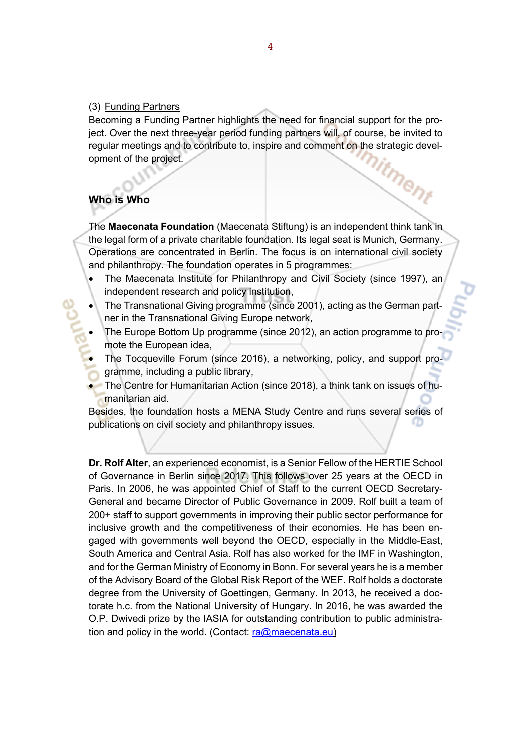(3) Funding Partners

Becoming a Funding Partner highlights the need for financial support for the project. Over the next three-year period funding partners will, of course, be invited to regular meetings and to contribute to, inspire and comment on the strategic development of the project.

## Who is Who

The **Maecenata Foundation** (Maecenata Stiftung) is an independent think tank in the legal form of a private charitable foundation. Its legal seat is Munich, Germany. Operations are concentrated in Berlin. The focus is on international civil society and philanthropy. The foundation operates in 5 programmes:

- The Maecenata Institute for Philanthropy and Civil Society (since 1997), an independent research and policy institution,
- The Transnational Giving programme (since 2001), acting as the German partner in the Transnational Giving Europe network,
- The Europe Bottom Up programme (since 2012), an action programme to promote the European idea,
- The Tocqueville Forum (since 2016), a networking, policy, and support programme, including a public library,
- The Centre for Humanitarian Action (since 2018), a think tank on issues of humanitarian aid.

Besides, the foundation hosts a MENA Study Centre and runs several series of publications on civil society and philanthropy issues.

**Dr. Rolf Alter**, an experienced economist, is a Senior Fellow of the HERTIE School of Governance in Berlin since 2017. This follows over 25 years at the OECD in Paris. In 2006, he was appointed Chief of Staff to the current OECD Secretary-General and became Director of Public Governance in 2009. Rolf built a team of 200+ staff to support governments in improving their public sector performance for inclusive growth and the competitiveness of their economies. He has been engaged with governments well beyond the OECD, especially in the Middle-East, South America and Central Asia. Rolf has also worked for the IMF in Washington, and for the German Ministry of Economy in Bonn. For several years he is a member of the Advisory Board of the Global Risk Report of the WEF. Rolf holds a doctorate degree from the University of Goettingen, Germany. In 2013, he received a doctorate h.c. from the National University of Hungary. In 2016, he was awarded the O.P. Dwivedi prize by the IASIA for outstanding contribution to public administration and policy in the world. (Contact: ra@maecenata.eu)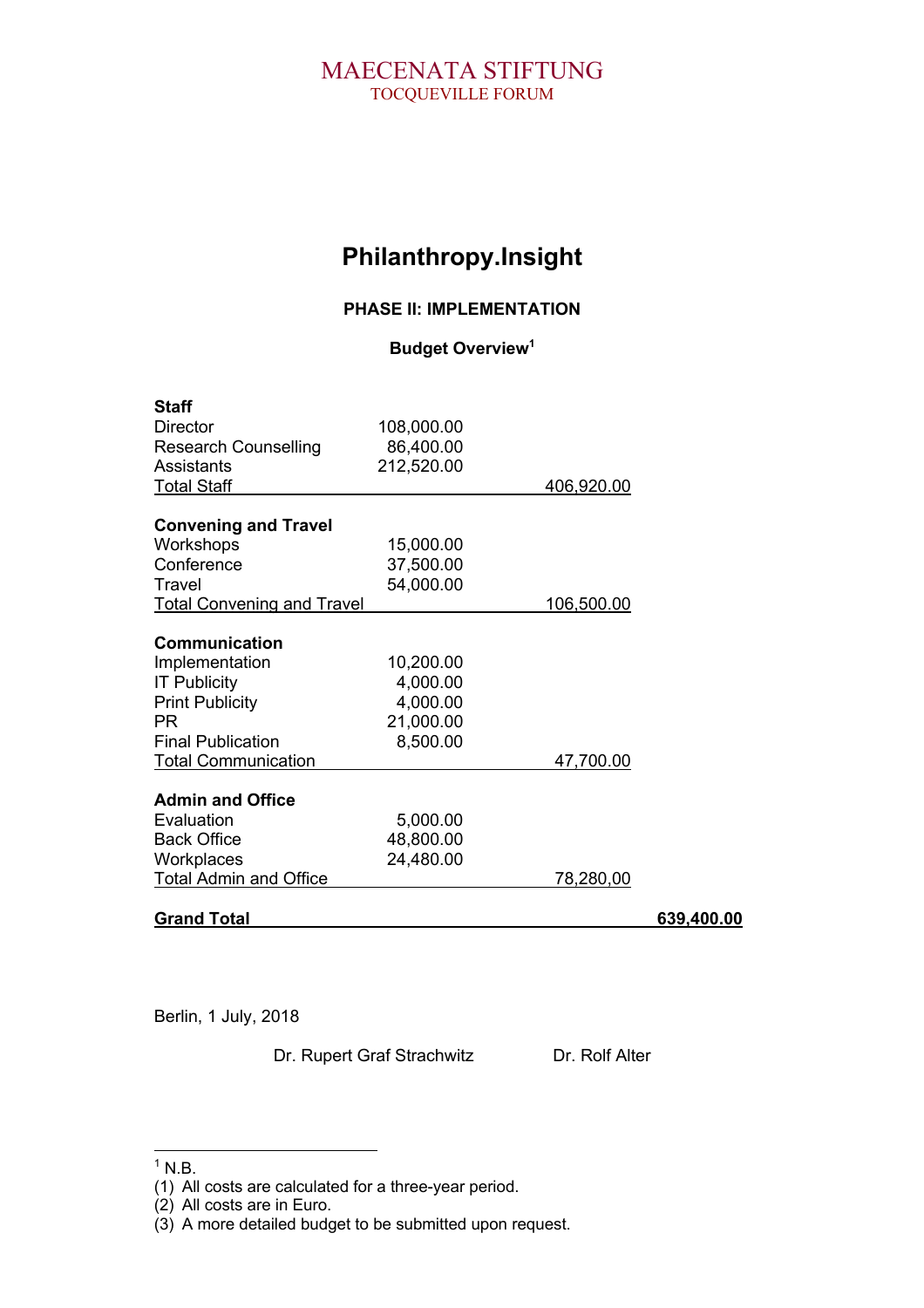MAECENATA STIFTUNG
TOCQUEVILLE FORUM

# Philanthropy.Insight

### PHASE II: IMPLEMENTATION

**Budget Overview**[1]

| | | | |
|---|---|---|---|
| **Staff** | | | |
| Director | 108,000.00 | | |
| Research Counselling | 86,400.00 | | |
| Assistants | 212,520.00 | | |
| Total Staff | | 406,920.00 | |
| **Convening and Travel** | | | |
| Workshops | 15,000.00 | | |
| Conference | 37,500.00 | | |
| Travel | 54,000.00 | | |
| Total Convening and Travel | | 106,500.00 | |
| **Communication** | | | |
| Implementation | 10,200.00 | | |
| IT Publicity | 4,000.00 | | |
| Print Publicity | 4,000.00 | | |
| PR | 21,000.00 | | |
| Final Publication | 8,500.00 | | |
| Total Communication | | 47,700.00 | |
| **Admin and Office** | | | |
| Evaluation | 5,000.00 | | |
| Back Office | 48,800.00 | | |
| Workplaces | 24,480.00 | | |
| Total Admin and Office | | 78,280,00 | |
| **Grand Total** | | | **639,400.00** |

Berlin, 1 July, 2018

Dr. Rupert Graf Strachwitz    Dr. Rolf Alter

---

[1] N.B.
(1) All costs are calculated for a three-year period.
(2) All costs are in Euro.
(3) A more detailed budget to be submitted upon request.